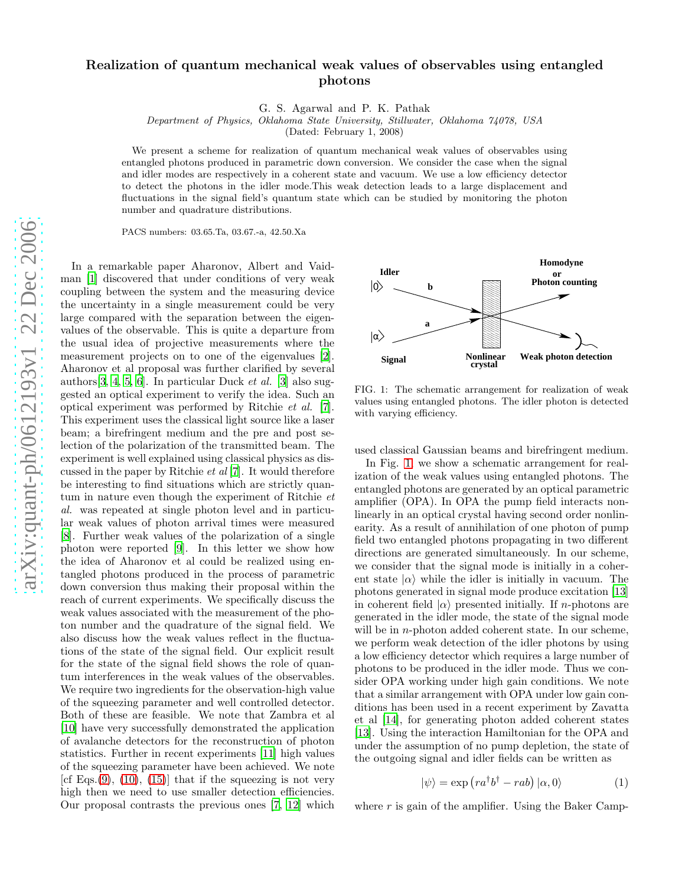# Realization of quantum mechanical weak values of observables using entangled photons

G. S. Agarwal and P. K. Pathak

*Department of Physics, Oklahoma State University, Stillwater, Oklahoma 74078, USA*

(Dated: February 1, 2008)

We present a scheme for realization of quantum mechanical weak values of observables using entangled photons produced in parametric down conversion. We consider the case when the signal and idler modes are respectively in a coherent state and vacuum. We use a low efficiency detector to detect the photons in the idler mode.This weak detection leads to a large displacement and fluctuations in the signal field's quantum state which can be studied by monitoring the photon number and quadrature distributions.

PACS numbers: 03.65.Ta, 03.67.-a, 42.50.Xa

In a remarkable paper Aharonov, Albert and Vaidman [1] discovered that under conditions of very weak coupling between the system and the measuring device the uncertainty in a single measurement could be very large compared with the separation between the eigenvalues of the observable. This is quite a departure from the usual idea of projective measurements where the measurement projects on to one of the eigenvalues [2]. Aharonov et al proposal was further clarified by several authors[3, 4, 5, 6]. In particular Duck *et al.* [3] also suggested an optical experiment to verify the idea. Such an optical experiment was performed by Ritchie *et al.* [7]. This experiment uses the classical light source like a laser beam; a birefringent medium and the pre and post selection of the polarization of the transmitted beam. The experiment is well explained using classical physics as discussed in the paper by Ritchie *et al* [7]. It would therefore be interesting to find situations which are strictly quantum in nature even though the experiment of Ritchie *et al.* was repeated at single photon level and in particular weak values of photon arrival times were measured [8]. Further weak values of the polarization of a single photon were reported [9]. In this letter we show how the idea of Aharonov et al could be realized using entangled photons produced in the process of parametric down conversion thus making their proposal within the reach of current experiments. We specifically discuss the weak values associated with the measurement of the photon number and the quadrature of the signal field. We also discuss how the weak values reflect in the fluctuations of the state of the signal field. Our explicit result for the state of the signal field shows the role of quantum interferences in the weak values of the observables. We require two ingredients for the observation-high value of the squeezing parameter and well controlled detector. Both of these are feasible. We note that Zambra et al [10] have very successfully demonstrated the application of avalanche detectors for the reconstruction of photon statistics. Further in recent experiments [11] high values of the squeezing parameter have been achieved. We note [cf Eqs.(9), (10), (15)] that if the squeezing is not very high then we need to use smaller detection efficiencies. Our proposal contrasts the previous ones [7, 12] which used classical Gaussian beams and birefringent medium.

FIG. 1: The schematic arrangement for realization of weak values using entangled photons. The idler photon is detected with varying efficiency.

In Fig. 1 we show a schematic arrangement for realization of the weak values using entangled photons. The entangled photons are generated by an optical parametric amplifier (OPA). In OPA the pump field interacts nonlinearly in an optical crystal having second order nonlinearity. As a result of annihilation of one photon of pump field two entangled photons propagating in two different directions are generated simultaneously. In our scheme, we consider that the signal mode is initially in a coherent state $|\alpha\rangle$ while the idler is initially in vacuum. The photons generated in signal mode produce excitation [13] in coherent field $|\alpha\rangle$ presented initially. If $n$-photons are generated in the idler mode, the state of the signal mode will be in $n$-photon added coherent state. In our scheme, we perform weak detection of the idler photons by using a low efficiency detector which requires a large number of photons to be produced in the idler mode. Thus we consider OPA working under high gain conditions. We note that a similar arrangement with OPA under low gain conditions has been used in a recent experiment by Zavatta et al [14], for generating photon added coherent states [13]. Using the interaction Hamiltonian for the OPA and under the assumption of no pump depletion, the state of the outgoing signal and idler fields can be written as

$$|\psi\rangle = \exp\left(ra^{\dagger}b^{\dagger} - rab\right)|\alpha, 0\rangle \tag{1}$$

where $r$ is gain of the amplifier. Using the Baker Camp-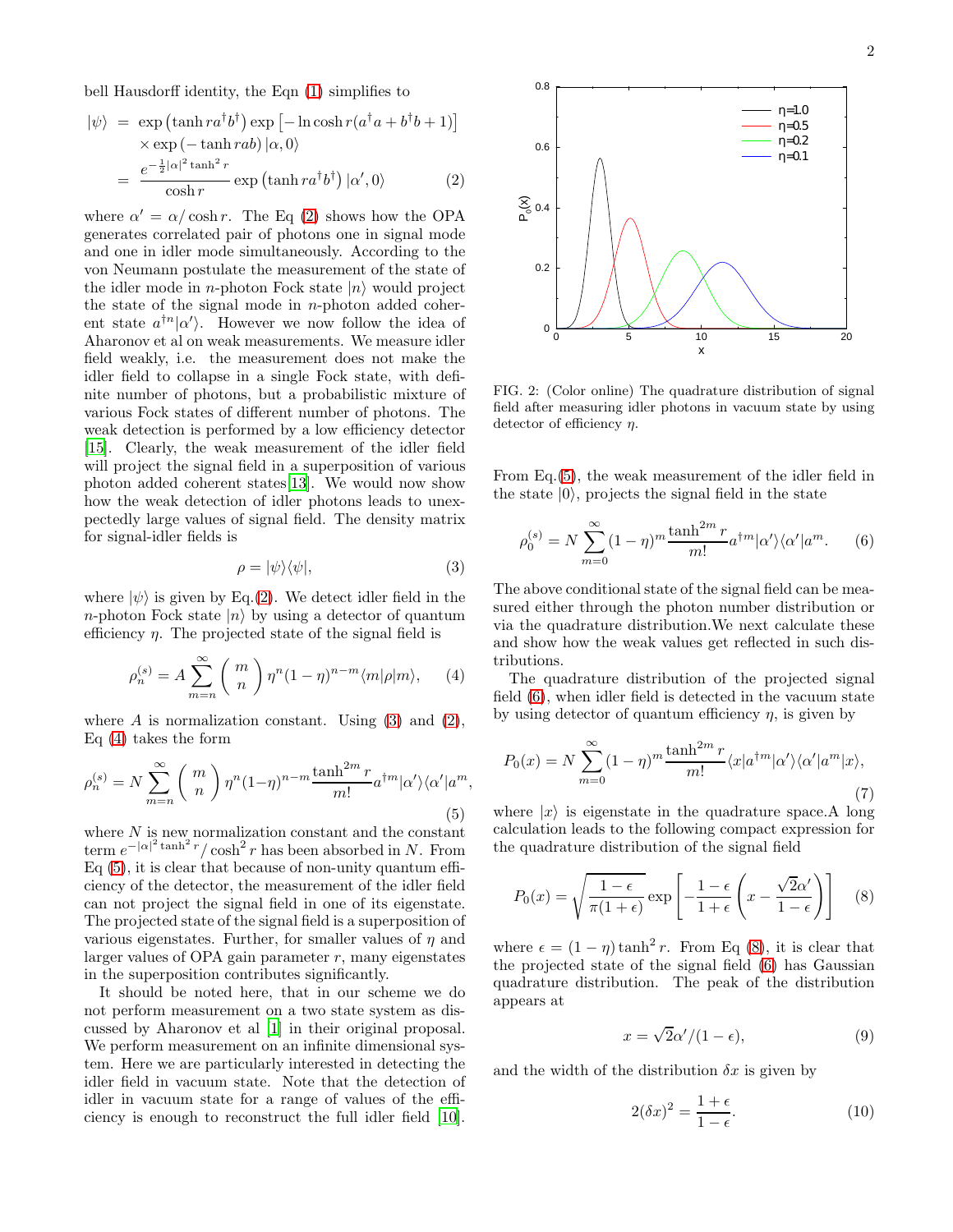bell Hausdorff identity, the Eqn (1) simplifies to

$$
\begin{aligned}
|\psi\rangle &= \exp\left(\tanh r a^\dagger b^\dagger\right)\exp\left[-\ln\cosh r(a^\dagger a + b^\dagger b + 1)\right] \\
&\quad \times \exp\left(-\tanh r ab\right)|\alpha, 0\rangle \\
&= \frac{e^{-\frac{1}{2}|\alpha|^2\tanh^2 r}}{\cosh r}\exp\left(\tanh r a^\dagger b^\dagger\right)|\alpha', 0\rangle \qquad (2)
\end{aligned}
$$

where $\alpha' = \alpha/\cosh r$. The Eq (2) shows how the OPA generates correlated pair of photons one in signal mode and one in idler mode simultaneously. According to the von Neumann postulate the measurement of the state of the idler mode in $n$-photon Fock state $|n\rangle$ would project the state of the signal mode in $n$-photon added coherent state $a^{\dagger n}|\alpha'\rangle$. However we now follow the idea of Aharonov et al on weak measurements. We measure idler field weakly, i.e. the measurement does not make the idler field to collapse in a single Fock state, with definite number of photons, but a probabilistic mixture of various Fock states of different number of photons. The weak detection is performed by a low efficiency detector [15]. Clearly, the weak measurement of the idler field will project the signal field in a superposition of various photon added coherent states[13]. We would now show how the weak detection of idler photons leads to unexpectedly large values of signal field. The density matrix for signal-idler fields is

$$
\rho = |\psi\rangle\langle\psi|, \qquad (3)
$$

where $|\psi\rangle$ is given by Eq.(2). We detect idler field in the $n$-photon Fock state $|n\rangle$ by using a detector of quantum efficiency $\eta$. The projected state of the signal field is

$$
\rho_n^{(s)} = A\sum_{m=n}^{\infty}\binom{m}{n}\eta^n(1-\eta)^{n-m}\langle m|\rho|m\rangle, \qquad (4)
$$

where $A$ is normalization constant. Using (3) and (2), Eq (4) takes the form

$$
\rho_n^{(s)} = N\sum_{m=n}^{\infty}\binom{m}{n}\eta^n(1-\eta)^{n-m}\frac{\tanh^{2m} r}{m!}a^{\dagger m}|\alpha'\rangle\langle\alpha'|a^m, \qquad (5)
$$

where $N$ is new normalization constant and the constant term $e^{-|\alpha|^2\tanh^2 r}/\cosh^2 r$ has been absorbed in $N$. From Eq (5), it is clear that because of non-unity quantum efficiency of the detector, the measurement of the idler field can not project the signal field in one of its eigenstate. The projected state of the signal field is a superposition of various eigenstates. Further, for smaller values of $\eta$ and larger values of OPA gain parameter $r$, many eigenstates in the superposition contributes significantly.

It should be noted here, that in our scheme we do not perform measurement on a two state system as discussed by Aharonov et al [1] in their original proposal. We perform measurement on an infinite dimensional system. Here we are particularly interested in detecting the idler field in vacuum state. Note that the detection of idler in vacuum state for a range of values of the efficiency is enough to reconstruct the full idler field [10].

FIG. 2: (Color online) The quadrature distribution of signal field after measuring idler photons in vacuum state by using detector of efficiency $\eta$.

From Eq.(5), the weak measurement of the idler field in the state $|0\rangle$, projects the signal field in the state

$$
\rho_0^{(s)} = N\sum_{m=0}^{\infty}(1-\eta)^m\frac{\tanh^{2m} r}{m!}a^{\dagger m}|\alpha'\rangle\langle\alpha'|a^m. \qquad (6)
$$

The above conditional state of the signal field can be measured either through the photon number distribution or via the quadrature distribution.We next calculate these and show how the weak values get reflected in such distributions.

The quadrature distribution of the projected signal field (6), when idler field is detected in the vacuum state by using detector of quantum efficiency $\eta$, is given by

$$
P_0(x) = N\sum_{m=0}^{\infty}(1-\eta)^m\frac{\tanh^{2m} r}{m!}\langle x|a^{\dagger m}|\alpha'\rangle\langle\alpha'|a^m|x\rangle, \qquad (7)
$$

where $|x\rangle$ is eigenstate in the quadrature space.A long calculation leads to the following compact expression for the quadrature distribution of the signal field

$$
P_0(x) = \sqrt{\frac{1-\epsilon}{\pi(1+\epsilon)}}\exp\left[-\frac{1-\epsilon}{1+\epsilon}\left(x - \frac{\sqrt{2}\alpha'}{1-\epsilon}\right)\right] \qquad (8)
$$

where $\epsilon = (1-\eta)\tanh^2 r$. From Eq (8), it is clear that the projected state of the signal field (6) has Gaussian quadrature distribution. The peak of the distribution appears at

$$
x = \sqrt{2}\alpha'/(1-\epsilon), \qquad (9)
$$

and the width of the distribution $\delta x$ is given by

$$
2(\delta x)^2 = \frac{1+\epsilon}{1-\epsilon}. \qquad (10)
$$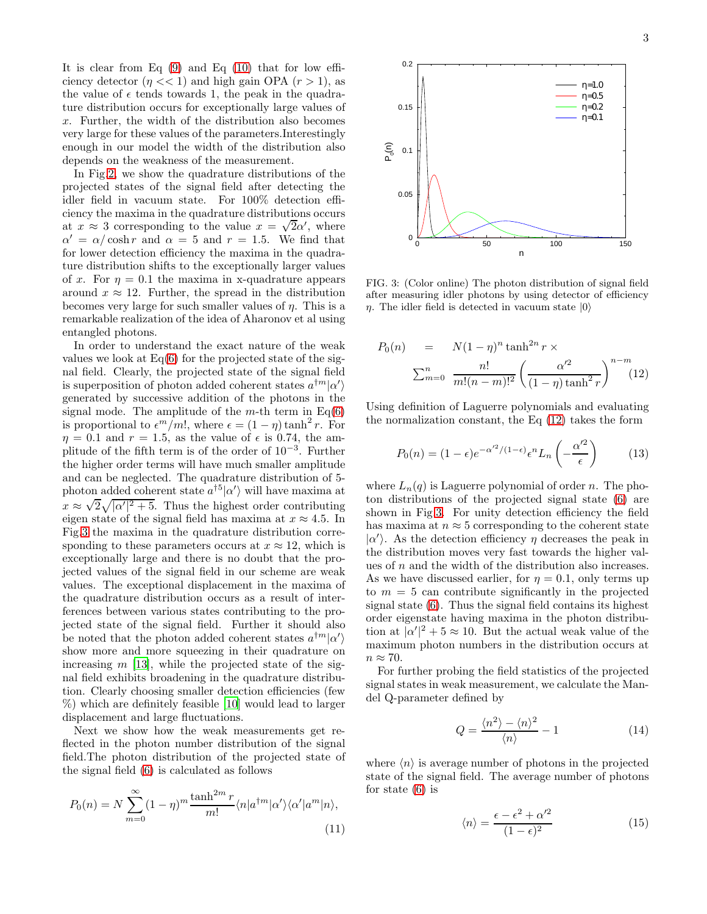It is clear from Eq (9) and Eq (10) that for low efficiency detector ($\eta << 1$) and high gain OPA ($r > 1$), as the value of $\epsilon$ tends towards 1, the peak in the quadrature distribution occurs for exceptionally large values of $x$. Further, the width of the distribution also becomes very large for these values of the parameters.Interestingly enough in our model the width of the distribution also depends on the weakness of the measurement.

In Fig.2, we show the quadrature distributions of the projected states of the signal field after detecting the idler field in vacuum state. For 100% detection efficiency the maxima in the quadrature distributions occurs at $x \approx 3$ corresponding to the value $x = \sqrt{2}\alpha'$, where $\alpha' = \alpha/\cosh r$ and $\alpha = 5$ and $r = 1.5$. We find that for lower detection efficiency the maxima in the quadrature distribution shifts to the exceptionally larger values of $x$. For $\eta = 0.1$ the maxima in x-quadrature appears around $x \approx 12$. Further, the spread in the distribution becomes very large for such smaller values of $\eta$. This is a remarkable realization of the idea of Aharonov et al using entangled photons.

In order to understand the exact nature of the weak values we look at Eq(6) for the projected state of the signal field. Clearly, the projected state of the signal field is superposition of photon added coherent states $a^{\dagger m}|\alpha'\rangle$ generated by successive addition of the photons in the signal mode. The amplitude of the $m$-th term in Eq(6) is proportional to $\epsilon^m/m!$, where $\epsilon = (1-\eta)\tanh^2 r$. For $\eta = 0.1$ and $r = 1.5$, as the value of $\epsilon$ is 0.74, the amplitude of the fifth term is of the order of $10^{-3}$. Further the higher order terms will have much smaller amplitude and can be neglected. The quadrature distribution of 5-photon added coherent state $a^{\dagger 5}|\alpha'\rangle$ will have maxima at $x \approx \sqrt{2}\sqrt{|\alpha'|^2 + 5}$. Thus the highest order contributing eigen state of the signal field has maxima at $x \approx 4.5$. In Fig.3 the maxima in the quadrature distribution corresponding to these parameters occurs at $x \approx 12$, which is exceptionally large and there is no doubt that the projected values of the signal field in our scheme are weak values. The exceptional displacement in the maxima of the quadrature distribution occurs as a result of interferences between various states contributing to the projected state of the signal field. Further it should also be noted that the photon added coherent states $a^{\dagger m}|\alpha'\rangle$ show more and more squeezing in their quadrature on increasing $m$ [13], while the projected state of the signal field exhibits broadening in the quadrature distribution. Clearly choosing smaller detection efficiencies (few %) which are definitely feasible [10] would lead to larger displacement and large fluctuations.

Next we show how the weak measurements get reflected in the photon number distribution of the signal field.The photon distribution of the projected state of the signal field (6) is calculated as follows

$$P_0(n) = N \sum_{m=0}^{\infty} (1-\eta)^m \frac{\tanh^{2m} r}{m!} \langle n|a^{\dagger m}|\alpha'\rangle\langle\alpha'|a^m|n\rangle, \tag{11}$$

FIG. 3: (Color online) The photon distribution of signal field after measuring idler photons by using detector of efficiency $\eta$. The idler field is detected in vacuum state $|0\rangle$

$$P_0(n) = N(1-\eta)^n \tanh^{2n} r \times \sum_{m=0}^{n} \frac{n!}{m!(n-m)!^2} \left(\frac{\alpha'^2}{(1-\eta)\tanh^2 r}\right)^{n-m} \tag{12}$$

Using definition of Laguerre polynomials and evaluating the normalization constant, the Eq (12) takes the form

$$P_0(n) = (1-\epsilon)e^{-\alpha'^2/(1-\epsilon)}\epsilon^n L_n\left(-\frac{\alpha'^2}{\epsilon}\right) \tag{13}$$

where $L_n(q)$ is Laguerre polynomial of order $n$. The photon distributions of the projected signal state (6) are shown in Fig.3. For unity detection efficiency the field has maxima at $n \approx 5$ corresponding to the coherent state $|\alpha'\rangle$. As the detection efficiency $\eta$ decreases the peak in the distribution moves very fast towards the higher values of $n$ and the width of the distribution also increases. As we have discussed earlier, for $\eta = 0.1$, only terms up to $m = 5$ can contribute significantly in the projected signal state (6). Thus the signal field contains its highest order eigenstate having maxima in the photon distribution at $|\alpha'|^2 + 5 \approx 10$. But the actual weak value of the maximum photon numbers in the distribution occurs at $n \approx 70$.

For further probing the field statistics of the projected signal states in weak measurement, we calculate the Mandel Q-parameter defined by

$$Q = \frac{\langle n^2\rangle - \langle n\rangle^2}{\langle n\rangle} - 1 \tag{14}$$

where $\langle n\rangle$ is average number of photons in the projected state of the signal field. The average number of photons for state (6) is

$$\langle n\rangle = \frac{\epsilon - \epsilon^2 + \alpha'^2}{(1-\epsilon)^2} \tag{15}$$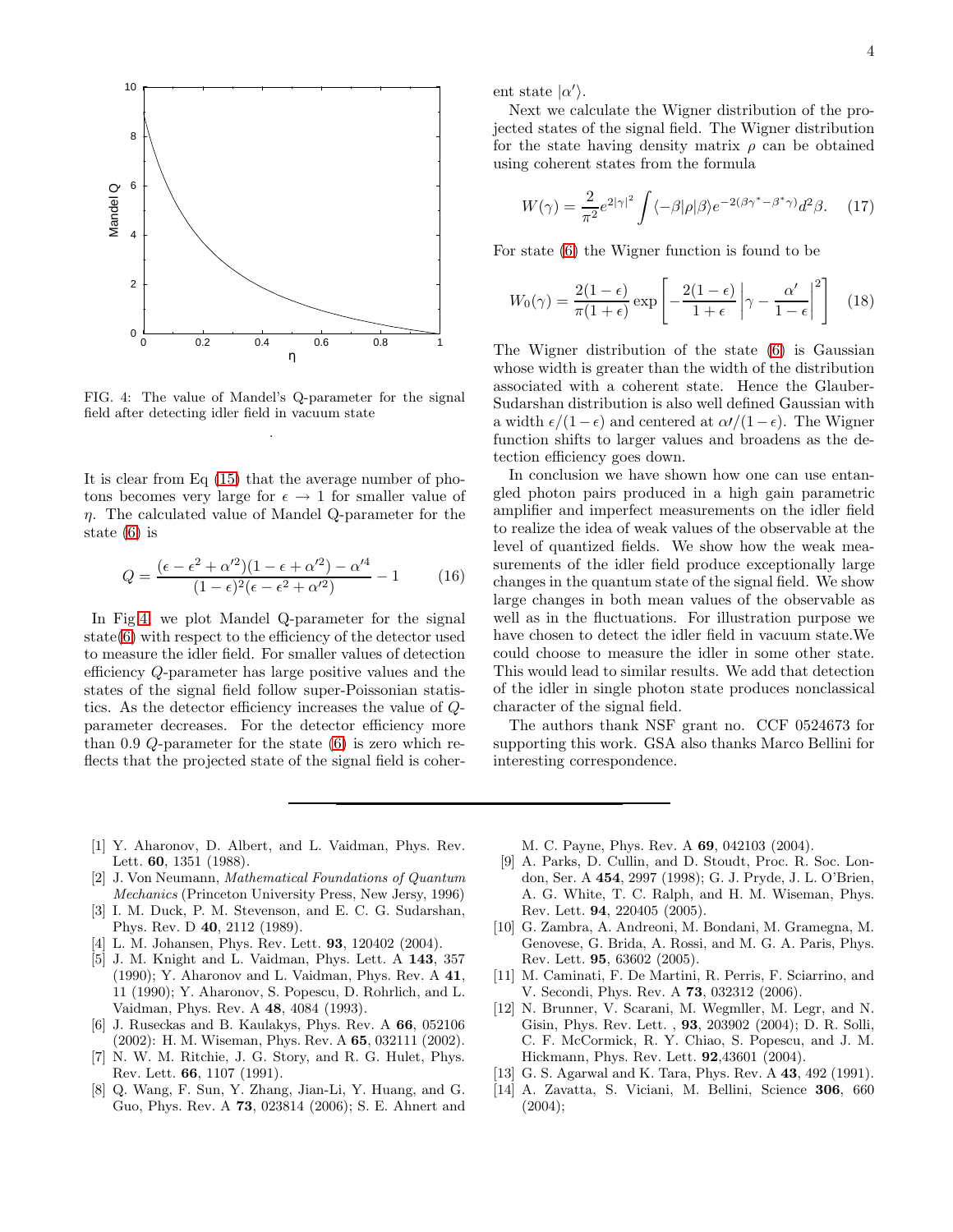FIG. 4: The value of Mandel's Q-parameter for the signal field after detecting idler field in vacuum state

.

It is clear from Eq (15) that the average number of photons becomes very large for $\epsilon \to 1$ for smaller value of $\eta$. The calculated value of Mandel Q-parameter for the state (6) is

$$Q = \frac{(\epsilon - \epsilon^2 + \alpha'^2)(1 - \epsilon + \alpha'^2) - \alpha'^4}{(1-\epsilon)^2(\epsilon - \epsilon^2 + \alpha'^2)} - 1 \qquad (16)$$

In Fig 4, we plot Mandel Q-parameter for the signal state(6) with respect to the efficiency of the detector used to measure the idler field. For smaller values of detection efficiency $Q$-parameter has large positive values and the states of the signal field follow super-Poissonian statistics. As the detector efficiency increases the value of $Q$-parameter decreases. For the detector efficiency more than 0.9 $Q$-parameter for the state (6) is zero which reflects that the projected state of the signal field is coherent state $|\alpha'\rangle$.

Next we calculate the Wigner distribution of the projected states of the signal field. The Wigner distribution for the state having density matrix $\rho$ can be obtained using coherent states from the formula

$$W(\gamma) = \frac{2}{\pi^2} e^{2|\gamma|^2} \int \langle -\beta|\rho|\beta\rangle e^{-2(\beta\gamma^* - \beta^*\gamma)} d^2\beta. \qquad (17)$$

For state (6) the Wigner function is found to be

$$W_0(\gamma) = \frac{2(1-\epsilon)}{\pi(1+\epsilon)} \exp\left[-\frac{2(1-\epsilon)}{1+\epsilon}\left|\gamma - \frac{\alpha'}{1-\epsilon}\right|^2\right] \qquad (18)$$

The Wigner distribution of the state (6) is Gaussian whose width is greater than the width of the distribution associated with a coherent state. Hence the Glauber-Sudarshan distribution is also well defined Gaussian with a width $\epsilon/(1-\epsilon)$ and centered at $\alpha\prime/(1-\epsilon)$. The Wigner function shifts to larger values and broadens as the detection efficiency goes down.

In conclusion we have shown how one can use entangled photon pairs produced in a high gain parametric amplifier and imperfect measurements on the idler field to realize the idea of weak values of the observable at the level of quantized fields. We show how the weak measurements of the idler field produce exceptionally large changes in the quantum state of the signal field. We show large changes in both mean values of the observable as well as in the fluctuations. For illustration purpose we have chosen to detect the idler field in vacuum state.We could choose to measure the idler in some other state. This would lead to similar results. We add that detection of the idler in single photon state produces nonclassical character of the signal field.

The authors thank NSF grant no. CCF 0524673 for supporting this work. GSA also thanks Marco Bellini for interesting correspondence.

---

[1] Y. Aharonov, D. Albert, and L. Vaidman, Phys. Rev. Lett. **60**, 1351 (1988).

[2] J. Von Neumann, *Mathematical Foundations of Quantum Mechanics* (Princeton University Press, New Jersy, 1996)

[3] I. M. Duck, P. M. Stevenson, and E. C. G. Sudarshan, Phys. Rev. D **40**, 2112 (1989).

[4] L. M. Johansen, Phys. Rev. Lett. **93**, 120402 (2004).

[5] J. M. Knight and L. Vaidman, Phys. Lett. A **143**, 357 (1990); Y. Aharonov and L. Vaidman, Phys. Rev. A **41**, 11 (1990); Y. Aharonov, S. Popescu, D. Rohrlich, and L. Vaidman, Phys. Rev. A **48**, 4084 (1993).

[6] J. Ruseckas and B. Kaulakys, Phys. Rev. A **66**, 052106 (2002): H. M. Wiseman, Phys. Rev. A **65**, 032111 (2002).

[7] N. W. M. Ritchie, J. G. Story, and R. G. Hulet, Phys. Rev. Lett. **66**, 1107 (1991).

[8] Q. Wang, F. Sun, Y. Zhang, Jian-Li, Y. Huang, and G. Guo, Phys. Rev. A **73**, 023814 (2006); S. E. Ahnert and M. C. Payne, Phys. Rev. A **69**, 042103 (2004).

[9] A. Parks, D. Cullin, and D. Stoudt, Proc. R. Soc. London, Ser. A **454**, 2997 (1998); G. J. Pryde, J. L. O'Brien, A. G. White, T. C. Ralph, and H. M. Wiseman, Phys. Rev. Lett. **94**, 220405 (2005).

[10] G. Zambra, A. Andreoni, M. Bondani, M. Gramegna, M. Genovese, G. Brida, A. Rossi, and M. G. A. Paris, Phys. Rev. Lett. **95**, 63602 (2005).

[11] M. Caminati, F. De Martini, R. Perris, F. Sciarrino, and V. Secondi, Phys. Rev. A **73**, 032312 (2006).

[12] N. Brunner, V. Scarani, M. Wegmller, M. Legr, and N. Gisin, Phys. Rev. Lett. , **93**, 203902 (2004); D. R. Solli, C. F. McCormick, R. Y. Chiao, S. Popescu, and J. M. Hickmann, Phys. Rev. Lett. **92**,43601 (2004).

[13] G. S. Agarwal and K. Tara, Phys. Rev. A **43**, 492 (1991).

[14] A. Zavatta, S. Viciani, M. Bellini, Science **306**, 660 (2004);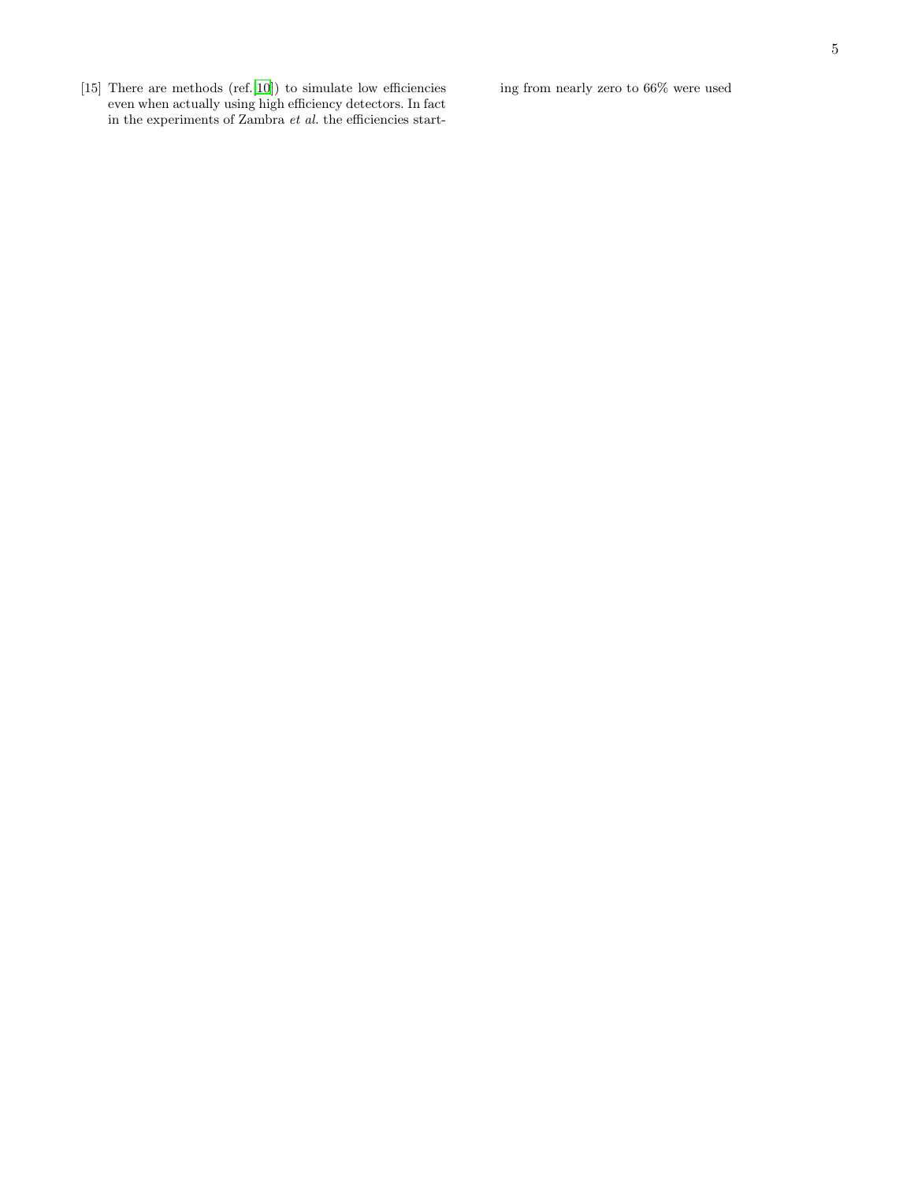[15] There are methods (ref.[10]) to simulate low efficiencies even when actually using high efficiency detectors. In fact in the experiments of Zambra *et al.* the efficiencies starting from nearly zero to 66% were used